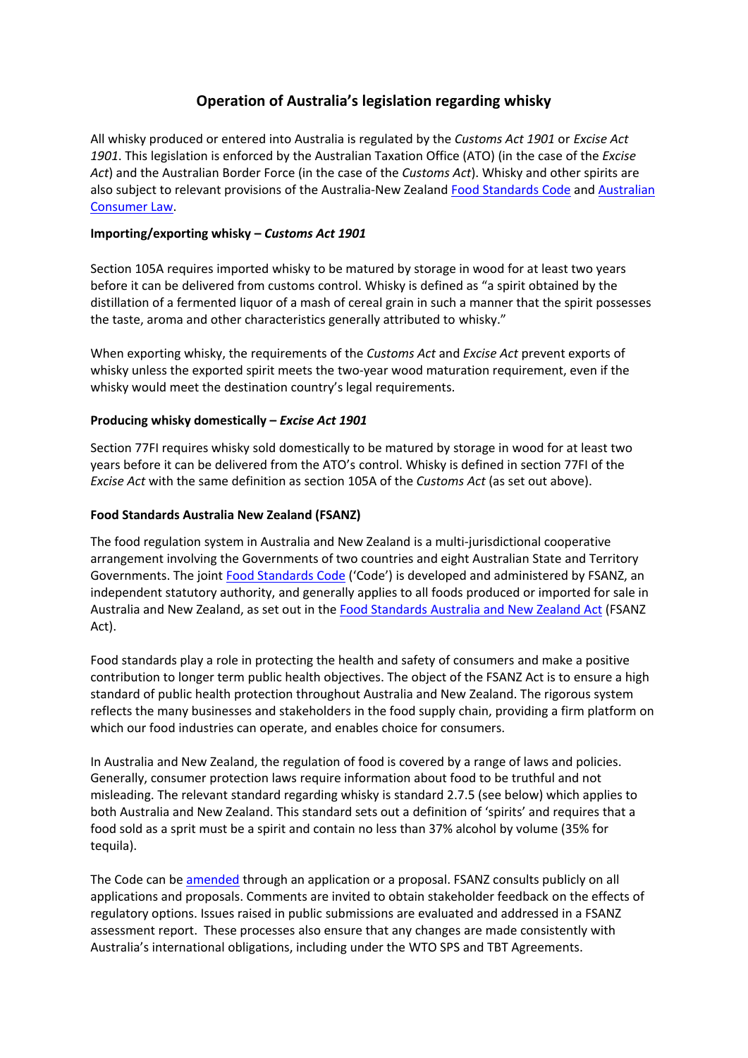# Operation of Australia's legislation regarding whisky

All whisky produced or entered into Australia is regulated by the *Customs Act 1901* or *Excise Act 1901*. This legislation is enforced by the Australian Taxation Office (ATO) (in the case of the *Excise Act*) and the Australian Border Force (in the case of the *Customs Act*). Whisky and other spirits are also subject to relevant provisions of the Australia-New Zealand Food Standards Code and Australian Consumer Law.

**Importing/exporting whisky – *Customs Act 1901***

Section 105A requires imported whisky to be matured by storage in wood for at least two years before it can be delivered from customs control. Whisky is defined as "a spirit obtained by the distillation of a fermented liquor of a mash of cereal grain in such a manner that the spirit possesses the taste, aroma and other characteristics generally attributed to whisky."

When exporting whisky, the requirements of the *Customs Act* and *Excise Act* prevent exports of whisky unless the exported spirit meets the two-year wood maturation requirement, even if the whisky would meet the destination country's legal requirements.

**Producing whisky domestically – *Excise Act 1901***

Section 77FI requires whisky sold domestically to be matured by storage in wood for at least two years before it can be delivered from the ATO's control. Whisky is defined in section 77FI of the *Excise Act* with the same definition as section 105A of the *Customs Act* (as set out above).

**Food Standards Australia New Zealand (FSANZ)**

The food regulation system in Australia and New Zealand is a multi-jurisdictional cooperative arrangement involving the Governments of two countries and eight Australian State and Territory Governments. The joint Food Standards Code ('Code') is developed and administered by FSANZ, an independent statutory authority, and generally applies to all foods produced or imported for sale in Australia and New Zealand, as set out in the Food Standards Australia and New Zealand Act (FSANZ Act).

Food standards play a role in protecting the health and safety of consumers and make a positive contribution to longer term public health objectives. The object of the FSANZ Act is to ensure a high standard of public health protection throughout Australia and New Zealand. The rigorous system reflects the many businesses and stakeholders in the food supply chain, providing a firm platform on which our food industries can operate, and enables choice for consumers.

In Australia and New Zealand, the regulation of food is covered by a range of laws and policies. Generally, consumer protection laws require information about food to be truthful and not misleading. The relevant standard regarding whisky is standard 2.7.5 (see below) which applies to both Australia and New Zealand. This standard sets out a definition of 'spirits' and requires that a food sold as a sprit must be a spirit and contain no less than 37% alcohol by volume (35% for tequila).

The Code can be amended through an application or a proposal. FSANZ consults publicly on all applications and proposals. Comments are invited to obtain stakeholder feedback on the effects of regulatory options. Issues raised in public submissions are evaluated and addressed in a FSANZ assessment report. These processes also ensure that any changes are made consistently with Australia's international obligations, including under the WTO SPS and TBT Agreements.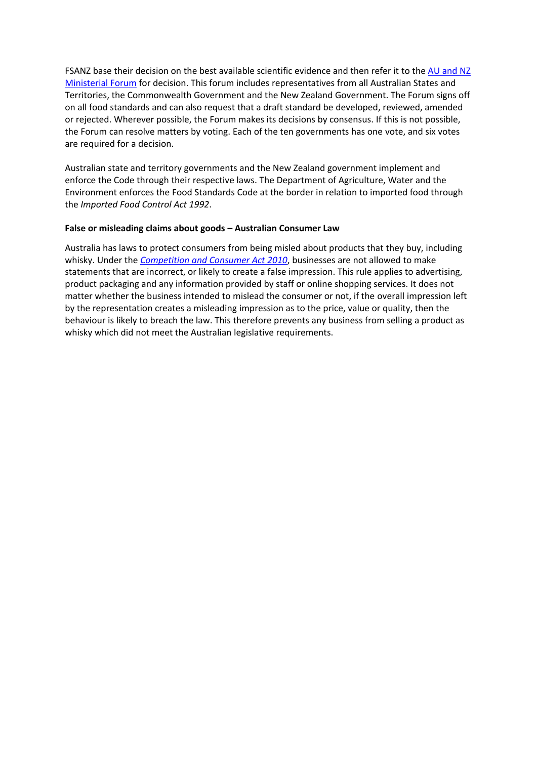FSANZ base their decision on the best available scientific evidence and then refer it to the [AU and NZ Ministerial Forum] for decision. This forum includes representatives from all Australian States and Territories, the Commonwealth Government and the New Zealand Government. The Forum signs off on all food standards and can also request that a draft standard be developed, reviewed, amended or rejected. Wherever possible, the Forum makes its decisions by consensus. If this is not possible, the Forum can resolve matters by voting. Each of the ten governments has one vote, and six votes are required for a decision.

Australian state and territory governments and the New Zealand government implement and enforce the Code through their respective laws. The Department of Agriculture, Water and the Environment enforces the Food Standards Code at the border in relation to imported food through the *Imported Food Control Act 1992*.

**False or misleading claims about goods – Australian Consumer Law**

Australia has laws to protect consumers from being misled about products that they buy, including whisky. Under the *Competition and Consumer Act 2010*, businesses are not allowed to make statements that are incorrect, or likely to create a false impression. This rule applies to advertising, product packaging and any information provided by staff or online shopping services. It does not matter whether the business intended to mislead the consumer or not, if the overall impression left by the representation creates a misleading impression as to the price, value or quality, then the behaviour is likely to breach the law. This therefore prevents any business from selling a product as whisky which did not meet the Australian legislative requirements.